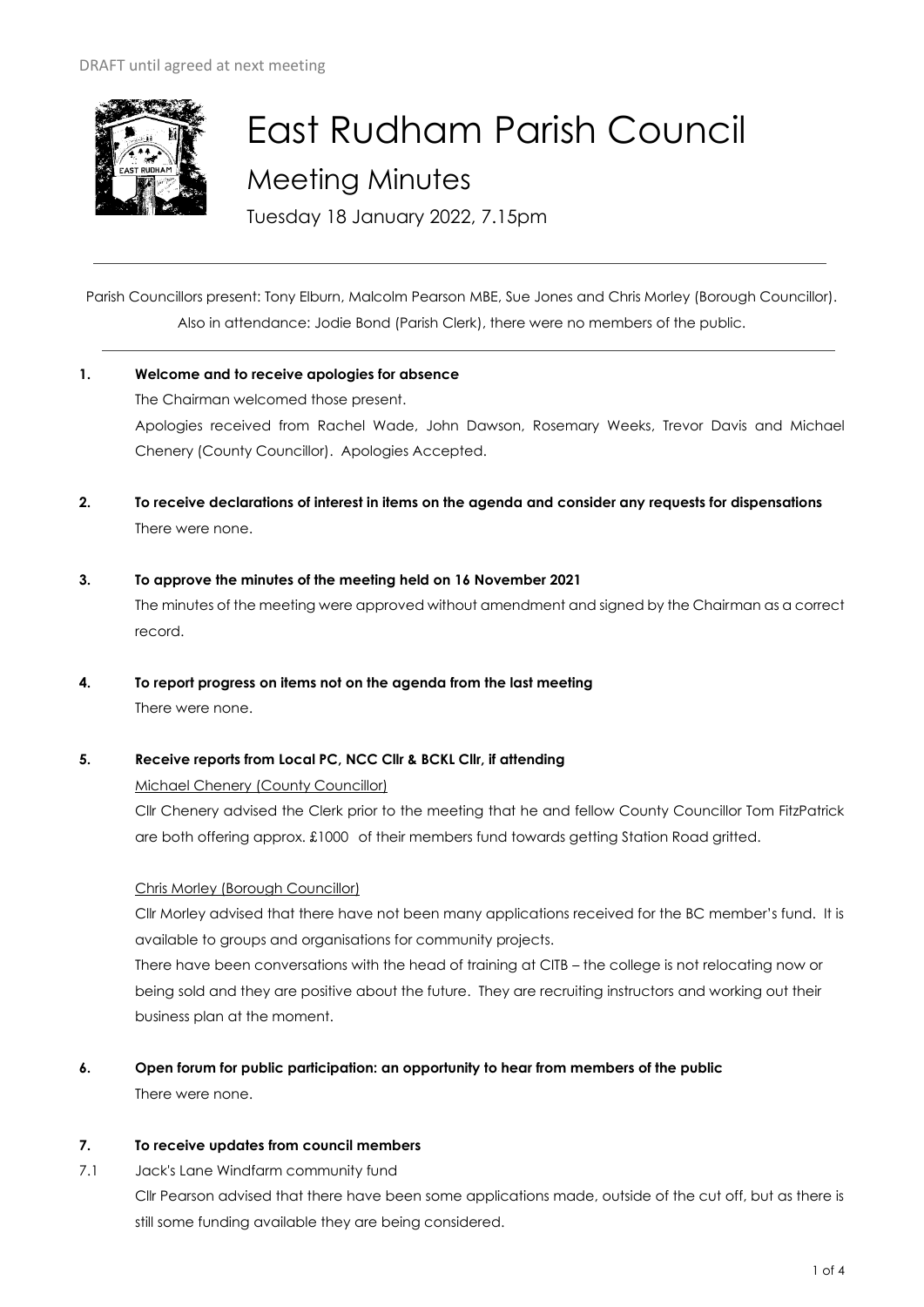DRAFT until agreed at next meeting

# East Rudham Parish Council

## Meeting Minutes

Tuesday 18 January 2022, 7.15pm

Parish Councillors present: Tony Elburn, Malcolm Pearson MBE, Sue Jones and Chris Morley (Borough Councillor). Also in attendance: Jodie Bond (Parish Clerk), there were no members of the public.

**1. Welcome and to receive apologies for absence**

The Chairman welcomed those present.

Apologies received from Rachel Wade, John Dawson, Rosemary Weeks, Trevor Davis and Michael Chenery (County Councillor). Apologies Accepted.

**2. To receive declarations of interest in items on the agenda and consider any requests for dispensations**

There were none.

**3. To approve the minutes of the meeting held on 16 November 2021**

The minutes of the meeting were approved without amendment and signed by the Chairman as a correct record.

**4. To report progress on items not on the agenda from the last meeting**

There were none.

**5. Receive reports from Local PC, NCC Cllr & BCKL Cllr, if attending**

Michael Chenery (County Councillor)

Cllr Chenery advised the Clerk prior to the meeting that he and fellow County Councillor Tom FitzPatrick are both offering approx. £1000 of their members fund towards getting Station Road gritted.

Chris Morley (Borough Councillor)

Cllr Morley advised that there have not been many applications received for the BC member's fund. It is available to groups and organisations for community projects.

There have been conversations with the head of training at CITB – the college is not relocating now or being sold and they are positive about the future. They are recruiting instructors and working out their business plan at the moment.

**6. Open forum for public participation: an opportunity to hear from members of the public**

There were none.

**7. To receive updates from council members**

7.1 Jack's Lane Windfarm community fund

Cllr Pearson advised that there have been some applications made, outside of the cut off, but as there is still some funding available they are being considered.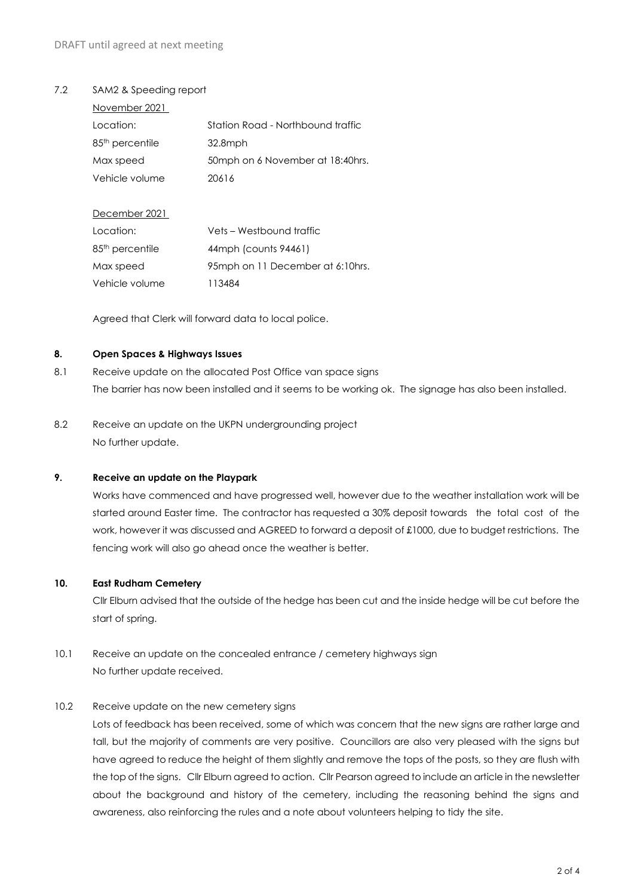DRAFT until agreed at next meeting

7.2 SAM2 & Speeding report

November 2021

| | |
|---|---|
| Location: | Station Road - Northbound traffic |
| 85th percentile | 32.8mph |
| Max speed | 50mph on 6 November at 18:40hrs. |
| Vehicle volume | 20616 |

December 2021

| | |
|---|---|
| Location: | Vets – Westbound traffic |
| 85th percentile | 44mph (counts 94461) |
| Max speed | 95mph on 11 December at 6:10hrs. |
| Vehicle volume | 113484 |

Agreed that Clerk will forward data to local police.

## 8. Open Spaces & Highways Issues

8.1 Receive update on the allocated Post Office van space signs

The barrier has now been installed and it seems to be working ok. The signage has also been installed.

8.2 Receive an update on the UKPN undergrounding project

No further update.

## 9. Receive an update on the Playpark

Works have commenced and have progressed well, however due to the weather installation work will be started around Easter time. The contractor has requested a 30% deposit towards the total cost of the work, however it was discussed and AGREED to forward a deposit of £1000, due to budget restrictions. The fencing work will also go ahead once the weather is better.

## 10. East Rudham Cemetery

Cllr Elburn advised that the outside of the hedge has been cut and the inside hedge will be cut before the start of spring.

10.1 Receive an update on the concealed entrance / cemetery highways sign

No further update received.

10.2 Receive update on the new cemetery signs

Lots of feedback has been received, some of which was concern that the new signs are rather large and tall, but the majority of comments are very positive. Councillors are also very pleased with the signs but have agreed to reduce the height of them slightly and remove the tops of the posts, so they are flush with the top of the signs. Cllr Elburn agreed to action. Cllr Pearson agreed to include an article in the newsletter about the background and history of the cemetery, including the reasoning behind the signs and awareness, also reinforcing the rules and a note about volunteers helping to tidy the site.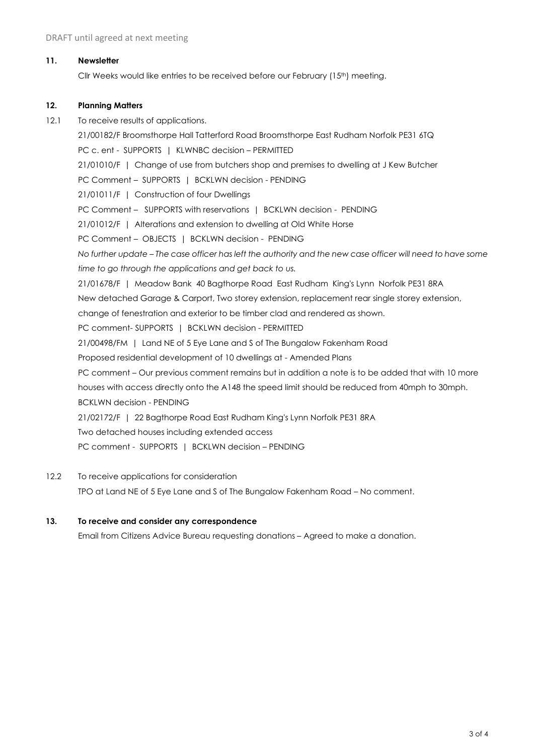DRAFT until agreed at next meeting

**11. Newsletter**

Cllr Weeks would like entries to be received before our February (15th) meeting.

**12. Planning Matters**

12.1 To receive results of applications.

21/00182/F Broomsthorpe Hall Tatterford Road Broomsthorpe East Rudham Norfolk PE31 6TQ

PC c. ent - SUPPORTS | KLWNBC decision – PERMITTED

21/01010/F | Change of use from butchers shop and premises to dwelling at J Kew Butcher

PC Comment – SUPPORTS | BCKLWN decision - PENDING

21/01011/F | Construction of four Dwellings

PC Comment – SUPPORTS with reservations | BCKLWN decision - PENDING

21/01012/F | Alterations and extension to dwelling at Old White Horse

PC Comment – OBJECTS | BCKLWN decision - PENDING

*No further update – The case officer has left the authority and the new case officer will need to have some time to go through the applications and get back to us.*

21/01678/F | Meadow Bank 40 Bagthorpe Road East Rudham King's Lynn Norfolk PE31 8RA

New detached Garage & Carport, Two storey extension, replacement rear single storey extension, change of fenestration and exterior to be timber clad and rendered as shown.

PC comment- SUPPORTS | BCKLWN decision - PERMITTED

21/00498/FM | Land NE of 5 Eye Lane and S of The Bungalow Fakenham Road

Proposed residential development of 10 dwellings at - Amended Plans

PC comment – Our previous comment remains but in addition a note is to be added that with 10 more houses with access directly onto the A148 the speed limit should be reduced from 40mph to 30mph.

BCKLWN decision - PENDING

21/02172/F | 22 Bagthorpe Road East Rudham King's Lynn Norfolk PE31 8RA

Two detached houses including extended access

PC comment - SUPPORTS | BCKLWN decision – PENDING

12.2 To receive applications for consideration

TPO at Land NE of 5 Eye Lane and S of The Bungalow Fakenham Road – No comment.

**13. To receive and consider any correspondence**

Email from Citizens Advice Bureau requesting donations – Agreed to make a donation.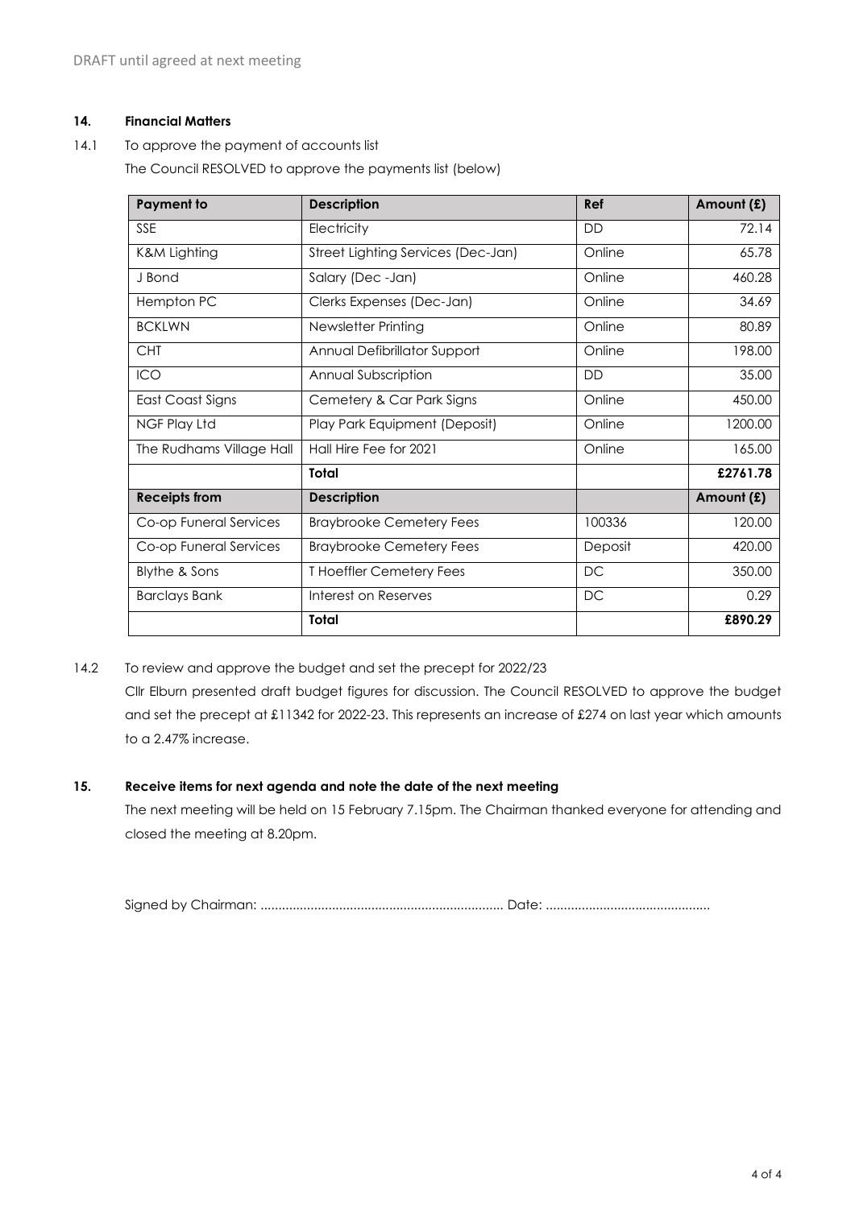DRAFT until agreed at next meeting

**14. Financial Matters**

14.1 To approve the payment of accounts list

The Council RESOLVED to approve the payments list (below)

| Payment to | Description | Ref | Amount (£) |
|---|---|---|---|
| SSE | Electricity | DD | 72.14 |
| K&M Lighting | Street Lighting Services (Dec-Jan) | Online | 65.78 |
| J Bond | Salary (Dec -Jan) | Online | 460.28 |
| Hempton PC | Clerks Expenses (Dec-Jan) | Online | 34.69 |
| BCKLWN | Newsletter Printing | Online | 80.89 |
| CHT | Annual Defibrillator Support | Online | 198.00 |
| ICO | Annual Subscription | DD | 35.00 |
| East Coast Signs | Cemetery & Car Park Signs | Online | 450.00 |
| NGF Play Ltd | Play Park Equipment (Deposit) | Online | 1200.00 |
| The Rudhams Village Hall | Hall Hire Fee for 2021 | Online | 165.00 |
| | **Total** | | **£2761.78** |
| **Receipts from** | **Description** | | **Amount (£)** |
| Co-op Funeral Services | Braybrooke Cemetery Fees | 100336 | 120.00 |
| Co-op Funeral Services | Braybrooke Cemetery Fees | Deposit | 420.00 |
| Blythe & Sons | T Hoeffler Cemetery Fees | DC | 350.00 |
| Barclays Bank | Interest on Reserves | DC | 0.29 |
| | **Total** | | **£890.29** |

14.2 To review and approve the budget and set the precept for 2022/23

Cllr Elburn presented draft budget figures for discussion. The Council RESOLVED to approve the budget and set the precept at £11342 for 2022-23. This represents an increase of £274 on last year which amounts to a 2.47% increase.

**15. Receive items for next agenda and note the date of the next meeting**

The next meeting will be held on 15 February 7.15pm. The Chairman thanked everyone for attending and closed the meeting at 8.20pm.

Signed by Chairman: .................................................................... Date: .............................................